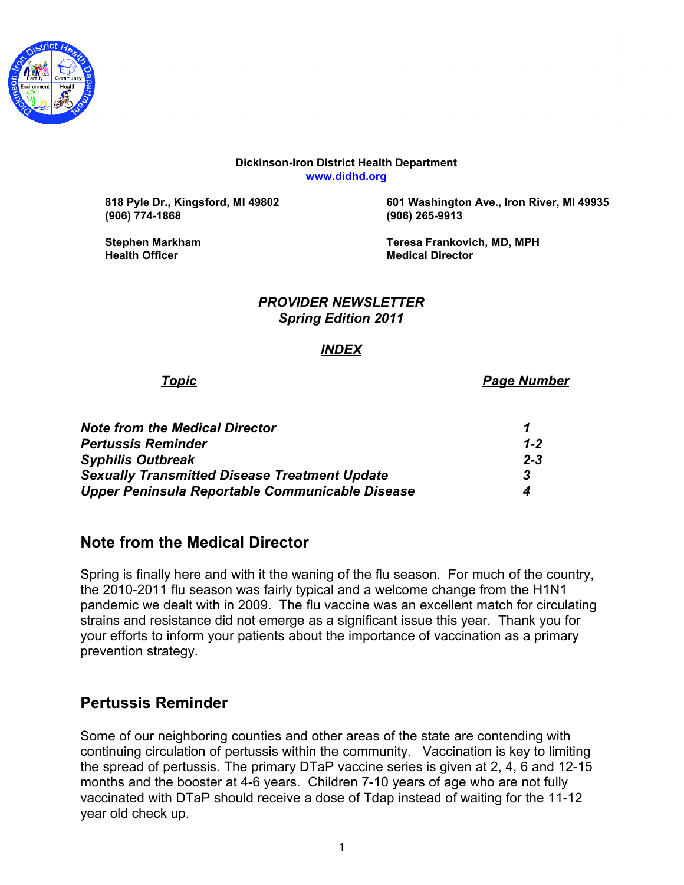**Dickinson-Iron District Health Department**
**www.didhd.org**

**818 Pyle Dr., Kingsford, MI 49802**
**(906) 774-1868**

**601 Washington Ave., Iron River, MI 49935**
**(906) 265-9913**

**Stephen Markham**
**Health Officer**

**Teresa Frankovich, MD, MPH**
**Medical Director**

***PROVIDER NEWSLETTER***
***Spring Edition 2011***

***INDEX***

| *Topic* | *Page Number* |
| --- | --- |
| ***Note from the Medical Director*** | ***1*** |
| ***Pertussis Reminder*** | ***1-2*** |
| ***Syphilis Outbreak*** | ***2-3*** |
| ***Sexually Transmitted Disease Treatment Update*** | ***3*** |
| ***Upper Peninsula Reportable Communicable Disease*** | ***4*** |

## Note from the Medical Director

Spring is finally here and with it the waning of the flu season. For much of the country, the 2010-2011 flu season was fairly typical and a welcome change from the H1N1 pandemic we dealt with in 2009. The flu vaccine was an excellent match for circulating strains and resistance did not emerge as a significant issue this year. Thank you for your efforts to inform your patients about the importance of vaccination as a primary prevention strategy.

## Pertussis Reminder

Some of our neighboring counties and other areas of the state are contending with continuing circulation of pertussis within the community. Vaccination is key to limiting the spread of pertussis. The primary DTaP vaccine series is given at 2, 4, 6 and 12-15 months and the booster at 4-6 years. Children 7-10 years of age who are not fully vaccinated with DTaP should receive a dose of Tdap instead of waiting for the 11-12 year old check up.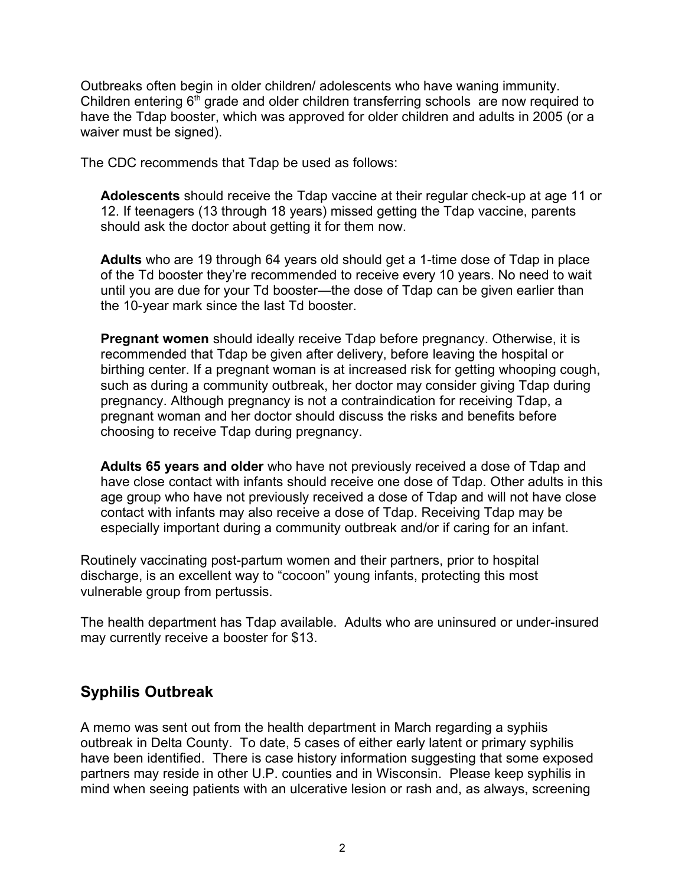Outbreaks often begin in older children/ adolescents who have waning immunity. Children entering 6th grade and older children transferring schools are now required to have the Tdap booster, which was approved for older children and adults in 2005 (or a waiver must be signed).

The CDC recommends that Tdap be used as follows:

> **Adolescents** should receive the Tdap vaccine at their regular check-up at age 11 or 12. If teenagers (13 through 18 years) missed getting the Tdap vaccine, parents should ask the doctor about getting it for them now.
>
> **Adults** who are 19 through 64 years old should get a 1-time dose of Tdap in place of the Td booster they're recommended to receive every 10 years. No need to wait until you are due for your Td booster—the dose of Tdap can be given earlier than the 10-year mark since the last Td booster.
>
> **Pregnant women** should ideally receive Tdap before pregnancy. Otherwise, it is recommended that Tdap be given after delivery, before leaving the hospital or birthing center. If a pregnant woman is at increased risk for getting whooping cough, such as during a community outbreak, her doctor may consider giving Tdap during pregnancy. Although pregnancy is not a contraindication for receiving Tdap, a pregnant woman and her doctor should discuss the risks and benefits before choosing to receive Tdap during pregnancy.
>
> **Adults 65 years and older** who have not previously received a dose of Tdap and have close contact with infants should receive one dose of Tdap. Other adults in this age group who have not previously received a dose of Tdap and will not have close contact with infants may also receive a dose of Tdap. Receiving Tdap may be especially important during a community outbreak and/or if caring for an infant.

Routinely vaccinating post-partum women and their partners, prior to hospital discharge, is an excellent way to "cocoon" young infants, protecting this most vulnerable group from pertussis.

The health department has Tdap available. Adults who are uninsured or under-insured may currently receive a booster for $13.

## Syphilis Outbreak

A memo was sent out from the health department in March regarding a syphiis outbreak in Delta County. To date, 5 cases of either early latent or primary syphilis have been identified. There is case history information suggesting that some exposed partners may reside in other U.P. counties and in Wisconsin. Please keep syphilis in mind when seeing patients with an ulcerative lesion or rash and, as always, screening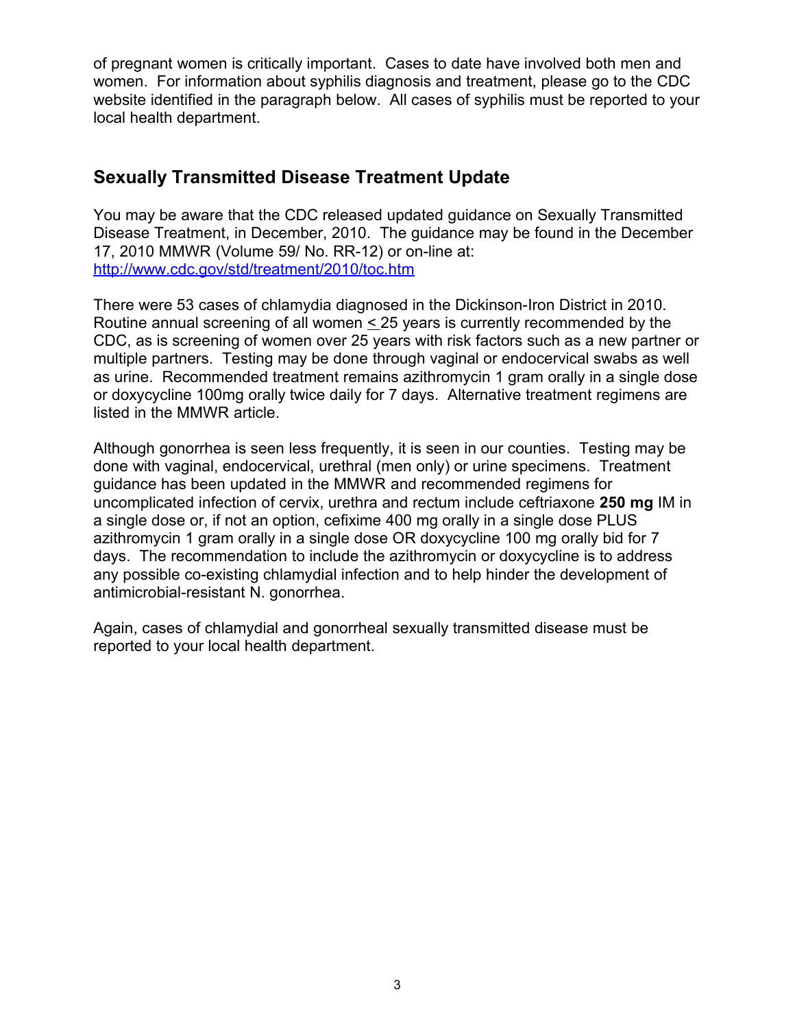of pregnant women is critically important. Cases to date have involved both men and women. For information about syphilis diagnosis and treatment, please go to the CDC website identified in the paragraph below. All cases of syphilis must be reported to your local health department.

## Sexually Transmitted Disease Treatment Update

You may be aware that the CDC released updated guidance on Sexually Transmitted Disease Treatment, in December, 2010. The guidance may be found in the December 17, 2010 MMWR (Volume 59/ No. RR-12) or on-line at: [http://www.cdc.gov/std/treatment/2010/toc.htm](http://www.cdc.gov/std/treatment/2010/toc.htm)

There were 53 cases of chlamydia diagnosed in the Dickinson-Iron District in 2010. Routine annual screening of all women ≤ 25 years is currently recommended by the CDC, as is screening of women over 25 years with risk factors such as a new partner or multiple partners. Testing may be done through vaginal or endocervical swabs as well as urine. Recommended treatment remains azithromycin 1 gram orally in a single dose or doxycycline 100mg orally twice daily for 7 days. Alternative treatment regimens are listed in the MMWR article.

Although gonorrhea is seen less frequently, it is seen in our counties. Testing may be done with vaginal, endocervical, urethral (men only) or urine specimens. Treatment guidance has been updated in the MMWR and recommended regimens for uncomplicated infection of cervix, urethra and rectum include ceftriaxone **250 mg** IM in a single dose or, if not an option, cefixime 400 mg orally in a single dose PLUS azithromycin 1 gram orally in a single dose OR doxycycline 100 mg orally bid for 7 days. The recommendation to include the azithromycin or doxycycline is to address any possible co-existing chlamydial infection and to help hinder the development of antimicrobial-resistant N. gonorrhea.

Again, cases of chlamydial and gonorrheal sexually transmitted disease must be reported to your local health department.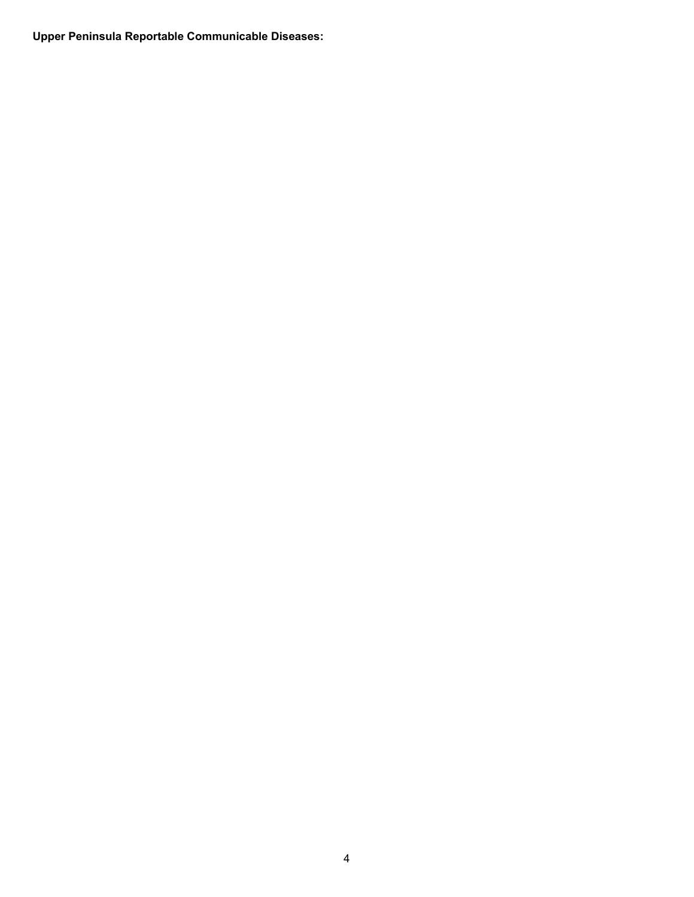**Upper Peninsula Reportable Communicable Diseases:**